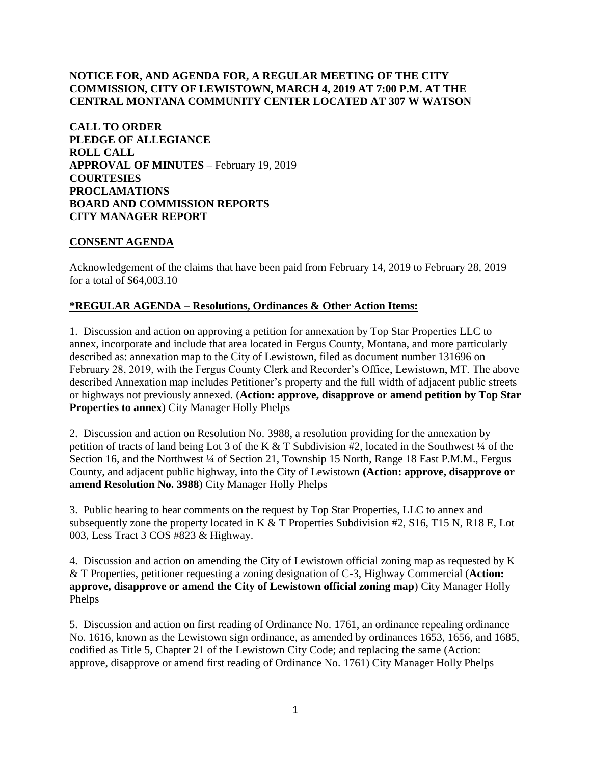**NOTICE FOR, AND AGENDA FOR, A REGULAR MEETING OF THE CITY COMMISSION, CITY OF LEWISTOWN, MARCH 4, 2019 AT 7:00 P.M. AT THE CENTRAL MONTANA COMMUNITY CENTER LOCATED AT 307 W WATSON**

**CALL TO ORDER**
**PLEDGE OF ALLEGIANCE**
**ROLL CALL**
**APPROVAL OF MINUTES** – February 19, 2019
**COURTESIES**
**PROCLAMATIONS**
**BOARD AND COMMISSION REPORTS**
**CITY MANAGER REPORT**

## CONSENT AGENDA

Acknowledgement of the claims that have been paid from February 14, 2019 to February 28, 2019 for a total of $64,003.10

## *REGULAR AGENDA – Resolutions, Ordinances & Other Action Items:

1. Discussion and action on approving a petition for annexation by Top Star Properties LLC to annex, incorporate and include that area located in Fergus County, Montana, and more particularly described as: annexation map to the City of Lewistown, filed as document number 131696 on February 28, 2019, with the Fergus County Clerk and Recorder's Office, Lewistown, MT. The above described Annexation map includes Petitioner's property and the full width of adjacent public streets or highways not previously annexed. (**Action: approve, disapprove or amend petition by Top Star Properties to annex**) City Manager Holly Phelps

2. Discussion and action on Resolution No. 3988, a resolution providing for the annexation by petition of tracts of land being Lot 3 of the K & T Subdivision #2, located in the Southwest ¼ of the Section 16, and the Northwest ¼ of Section 21, Township 15 North, Range 18 East P.M.M., Fergus County, and adjacent public highway, into the City of Lewistown **(Action: approve, disapprove or amend Resolution No. 3988**) City Manager Holly Phelps

3. Public hearing to hear comments on the request by Top Star Properties, LLC to annex and subsequently zone the property located in K & T Properties Subdivision #2, S16, T15 N, R18 E, Lot 003, Less Tract 3 COS #823 & Highway.

4. Discussion and action on amending the City of Lewistown official zoning map as requested by K & T Properties, petitioner requesting a zoning designation of C-3, Highway Commercial (**Action: approve, disapprove or amend the City of Lewistown official zoning map**) City Manager Holly Phelps

5. Discussion and action on first reading of Ordinance No. 1761, an ordinance repealing ordinance No. 1616, known as the Lewistown sign ordinance, as amended by ordinances 1653, 1656, and 1685, codified as Title 5, Chapter 21 of the Lewistown City Code; and replacing the same (Action: approve, disapprove or amend first reading of Ordinance No. 1761) City Manager Holly Phelps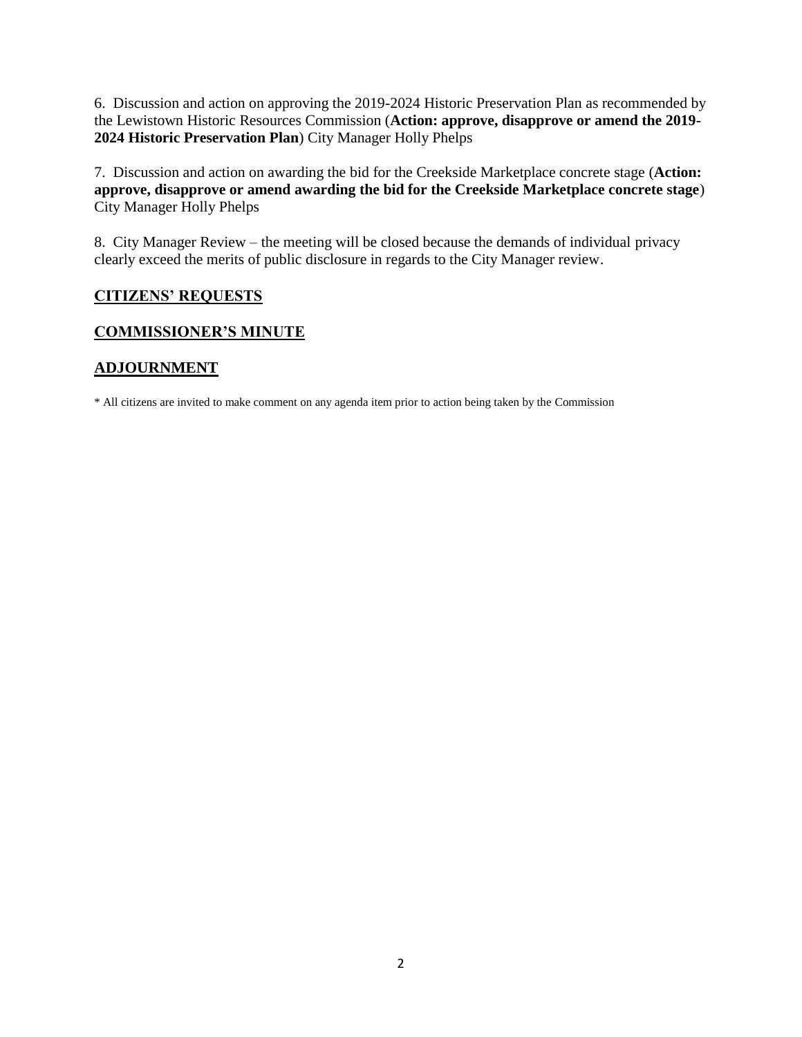6. Discussion and action on approving the 2019-2024 Historic Preservation Plan as recommended by the Lewistown Historic Resources Commission (**Action: approve, disapprove or amend the 2019-2024 Historic Preservation Plan**) City Manager Holly Phelps

7. Discussion and action on awarding the bid for the Creekside Marketplace concrete stage (**Action: approve, disapprove or amend awarding the bid for the Creekside Marketplace concrete stage**) City Manager Holly Phelps

8. City Manager Review – the meeting will be closed because the demands of individual privacy clearly exceed the merits of public disclosure in regards to the City Manager review.

## CITIZENS' REQUESTS

## COMMISSIONER'S MINUTE

## ADJOURNMENT

* All citizens are invited to make comment on any agenda item prior to action being taken by the Commission